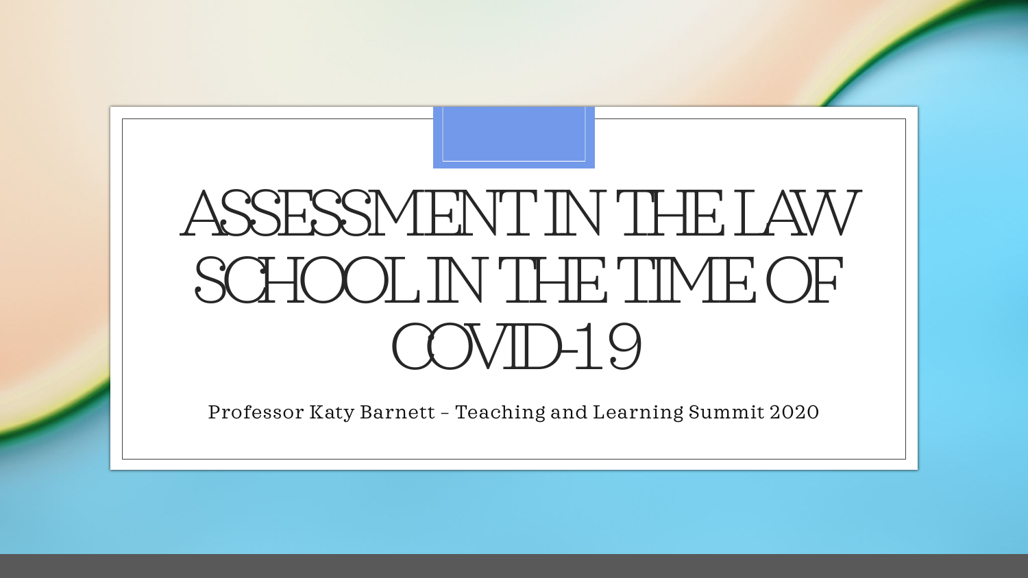# ASSESSMENT IN THE LAW SCHOOL IN THE TIME OF COVID-19

Professor Katy Barnett – Teaching and Learning Summit 2020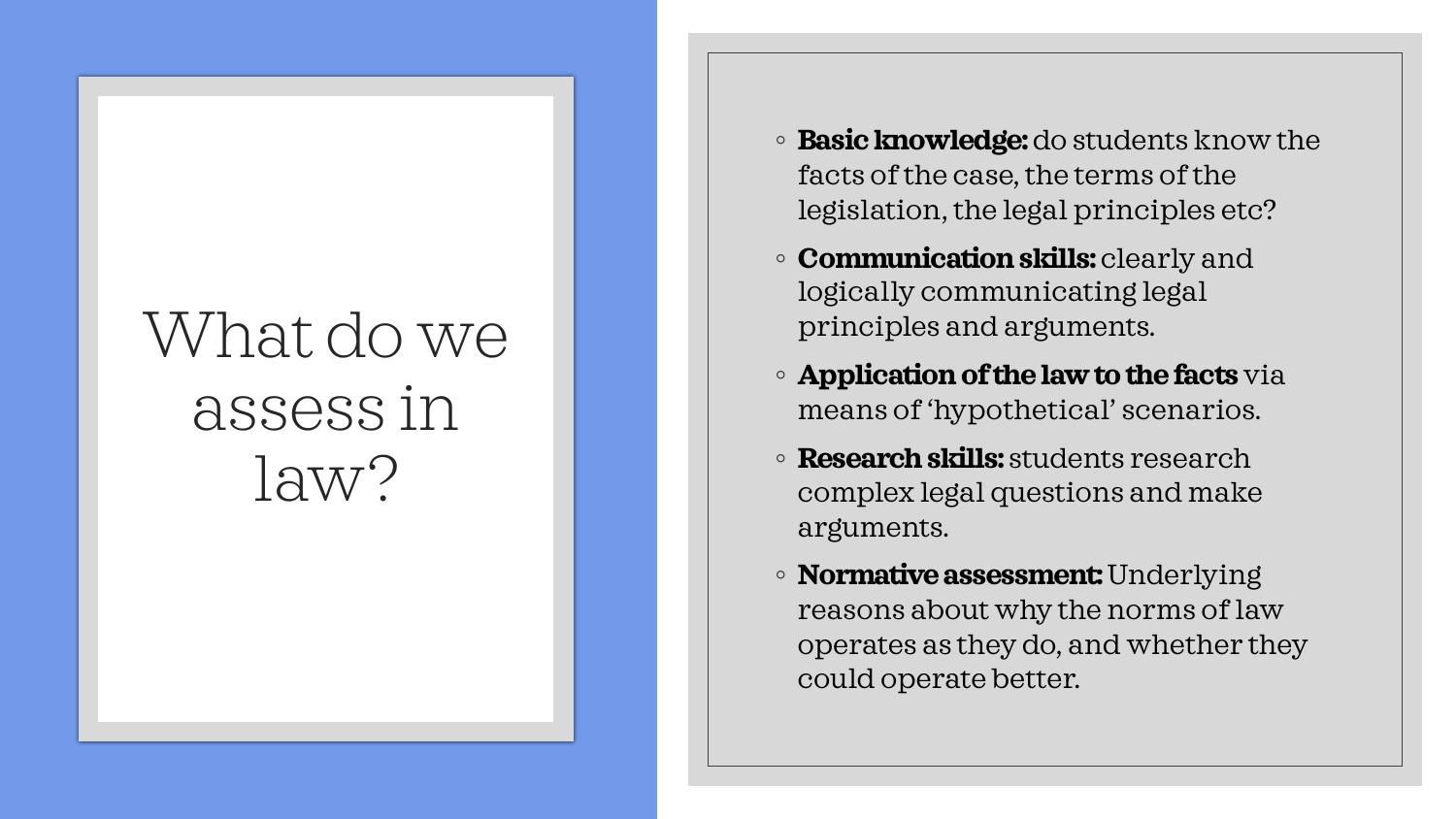# What do we assess in law?

- **Basic knowledge:** do students know the facts of the case, the terms of the legislation, the legal principles etc?
- **Communication skills:** clearly and logically communicating legal principles and arguments.
- **Application of the law to the facts** via means of 'hypothetical' scenarios.
- **Research skills:** students research complex legal questions and make arguments.
- **Normative assessment:** Underlying reasons about why the norms of law operates as they do, and whether they could operate better.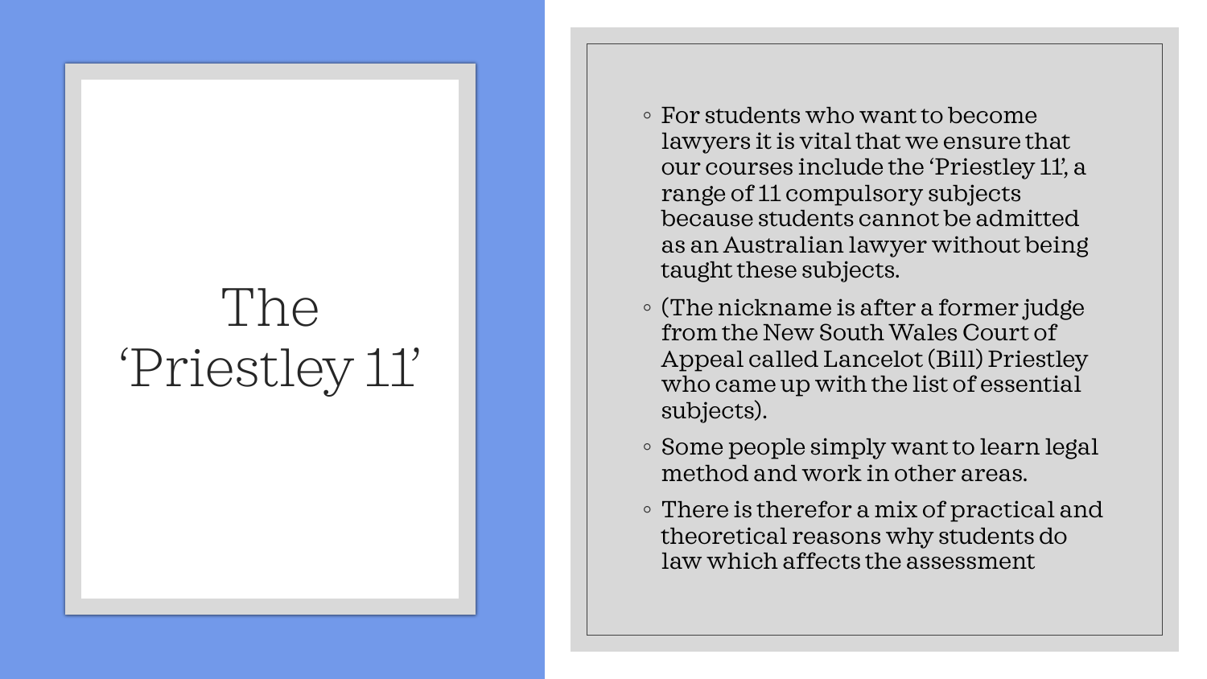# The 'Priestley 11'

- For students who want to become lawyers it is vital that we ensure that our courses include the 'Priestley 11', a range of 11 compulsory subjects because students cannot be admitted as an Australian lawyer without being taught these subjects.
- (The nickname is after a former judge from the New South Wales Court of Appeal called Lancelot (Bill) Priestley who came up with the list of essential subjects).
- Some people simply want to learn legal method and work in other areas.
- There is therefor a mix of practical and theoretical reasons why students do law which affects the assessment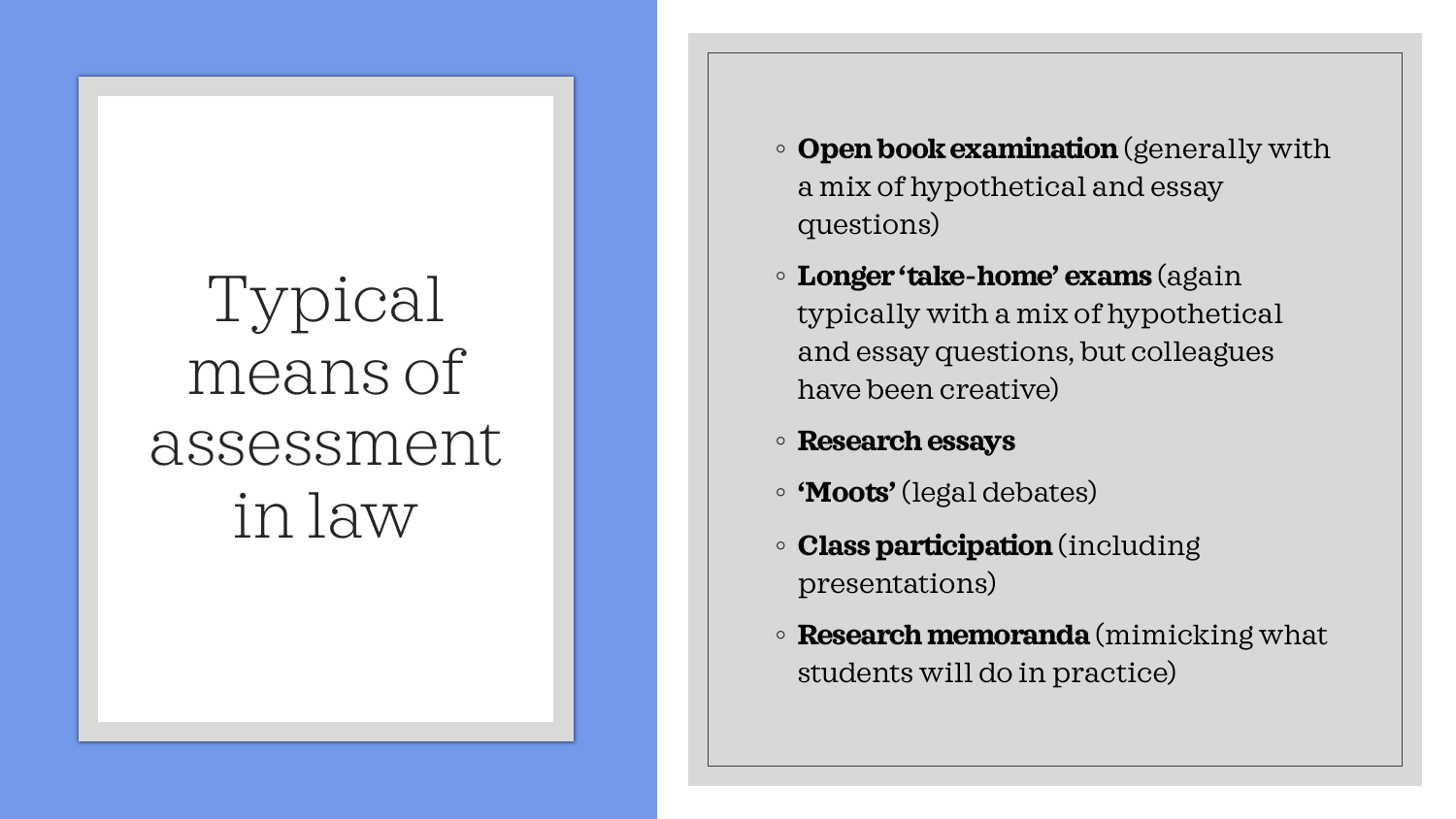# Typical means of assessment in law

- **Open book examination** (generally with a mix of hypothetical and essay questions)
- **Longer 'take-home' exams** (again typically with a mix of hypothetical and essay questions, but colleagues have been creative)
- **Research essays**
- **'Moots'** (legal debates)
- **Class participation** (including presentations)
- **Research memoranda** (mimicking what students will do in practice)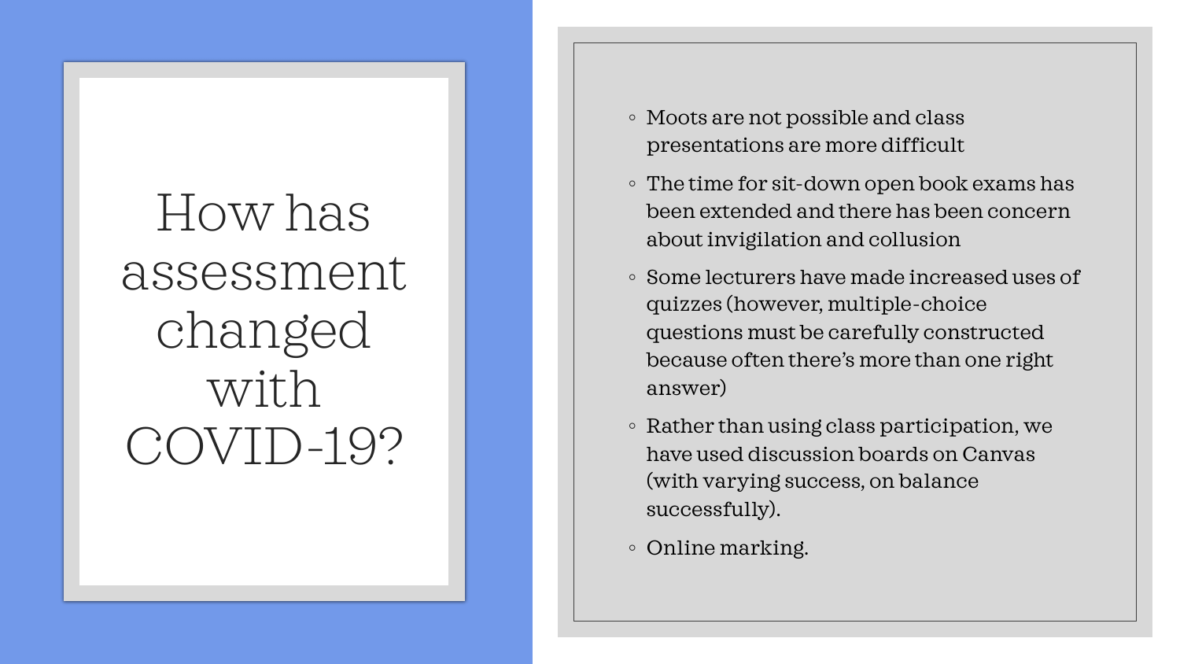# How has assessment changed with COVID-19?

- Moots are not possible and class presentations are more difficult
- The time for sit-down open book exams has been extended and there has been concern about invigilation and collusion
- Some lecturers have made increased uses of quizzes (however, multiple-choice questions must be carefully constructed because often there's more than one right answer)
- Rather than using class participation, we have used discussion boards on Canvas (with varying success, on balance successfully).
- Online marking.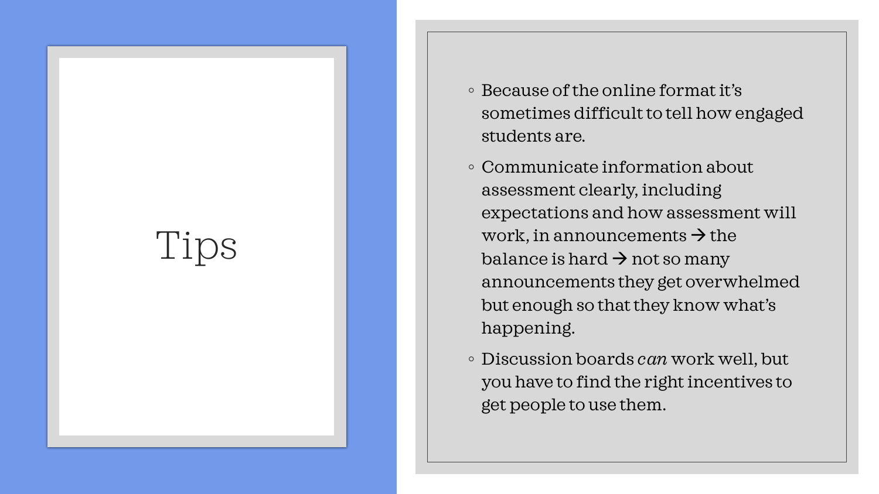# Tips

- Because of the online format it's sometimes difficult to tell how engaged students are.
- Communicate information about assessment clearly, including expectations and how assessment will work, in announcements → the balance is hard → not so many announcements they get overwhelmed but enough so that they know what's happening.
- Discussion boards *can* work well, but you have to find the right incentives to get people to use them.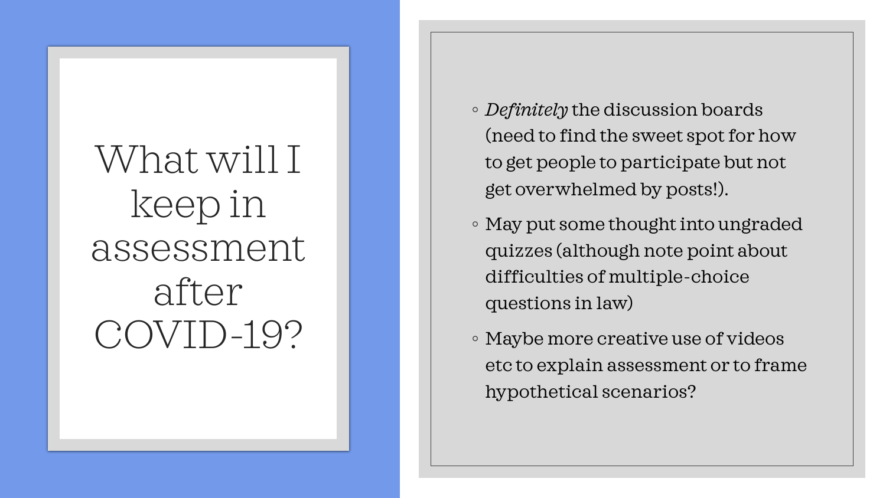# What will I keep in assessment after COVID-19?

- *Definitely* the discussion boards (need to find the sweet spot for how to get people to participate but not get overwhelmed by posts!).
- May put some thought into ungraded quizzes (although note point about difficulties of multiple-choice questions in law)
- Maybe more creative use of videos etc to explain assessment or to frame hypothetical scenarios?